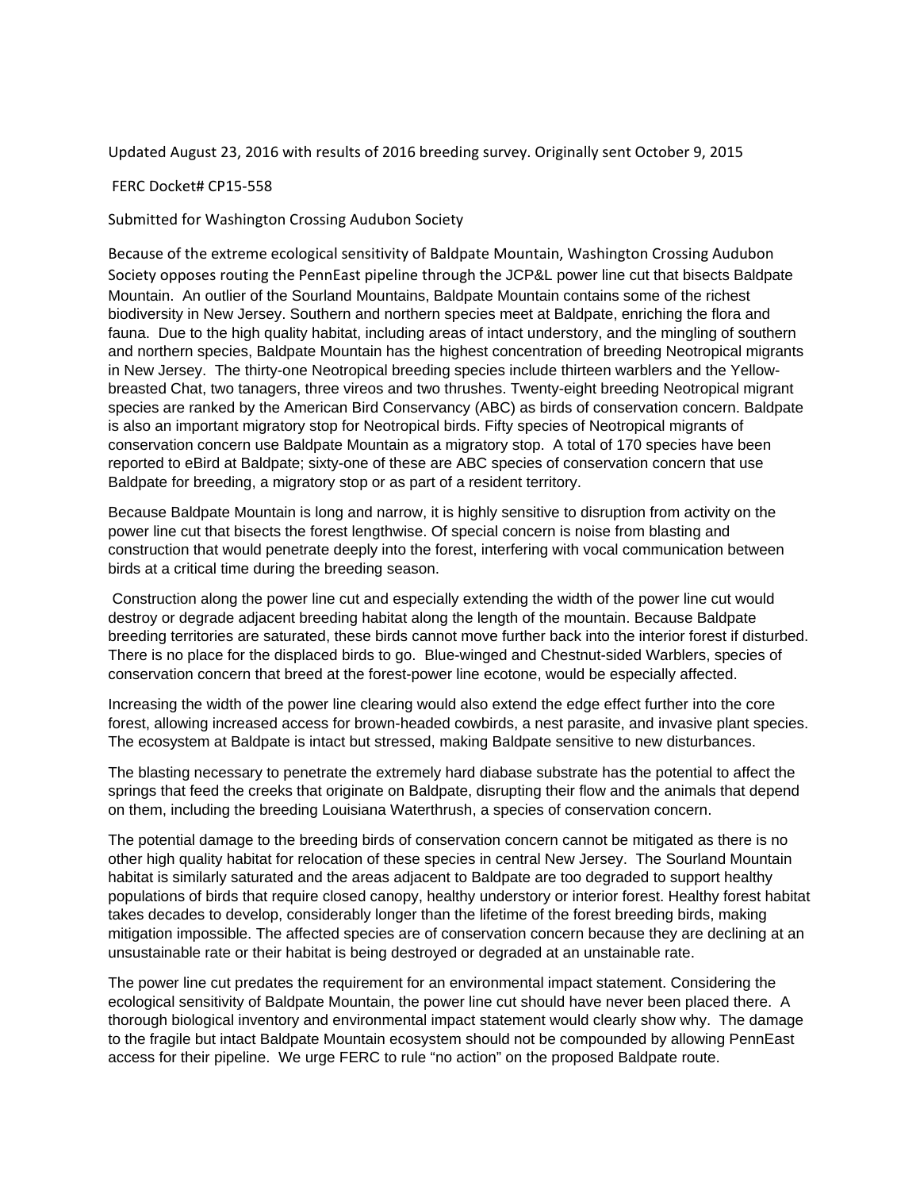Updated August 23, 2016 with results of 2016 breeding survey. Originally sent October 9, 2015

FERC Docket# CP15-558

Submitted for Washington Crossing Audubon Society

Because of the extreme ecological sensitivity of Baldpate Mountain, Washington Crossing Audubon Society opposes routing the PennEast pipeline through the JCP&L power line cut that bisects Baldpate Mountain. An outlier of the Sourland Mountains, Baldpate Mountain contains some of the richest biodiversity in New Jersey. Southern and northern species meet at Baldpate, enriching the flora and fauna. Due to the high quality habitat, including areas of intact understory, and the mingling of southern and northern species, Baldpate Mountain has the highest concentration of breeding Neotropical migrants in New Jersey. The thirty-one Neotropical breeding species include thirteen warblers and the Yellow-breasted Chat, two tanagers, three vireos and two thrushes. Twenty-eight breeding Neotropical migrant species are ranked by the American Bird Conservancy (ABC) as birds of conservation concern. Baldpate is also an important migratory stop for Neotropical birds. Fifty species of Neotropical migrants of conservation concern use Baldpate Mountain as a migratory stop. A total of 170 species have been reported to eBird at Baldpate; sixty-one of these are ABC species of conservation concern that use Baldpate for breeding, a migratory stop or as part of a resident territory.

Because Baldpate Mountain is long and narrow, it is highly sensitive to disruption from activity on the power line cut that bisects the forest lengthwise. Of special concern is noise from blasting and construction that would penetrate deeply into the forest, interfering with vocal communication between birds at a critical time during the breeding season.

Construction along the power line cut and especially extending the width of the power line cut would destroy or degrade adjacent breeding habitat along the length of the mountain. Because Baldpate breeding territories are saturated, these birds cannot move further back into the interior forest if disturbed. There is no place for the displaced birds to go. Blue-winged and Chestnut-sided Warblers, species of conservation concern that breed at the forest-power line ecotone, would be especially affected.

Increasing the width of the power line clearing would also extend the edge effect further into the core forest, allowing increased access for brown-headed cowbirds, a nest parasite, and invasive plant species. The ecosystem at Baldpate is intact but stressed, making Baldpate sensitive to new disturbances.

The blasting necessary to penetrate the extremely hard diabase substrate has the potential to affect the springs that feed the creeks that originate on Baldpate, disrupting their flow and the animals that depend on them, including the breeding Louisiana Waterthrush, a species of conservation concern.

The potential damage to the breeding birds of conservation concern cannot be mitigated as there is no other high quality habitat for relocation of these species in central New Jersey. The Sourland Mountain habitat is similarly saturated and the areas adjacent to Baldpate are too degraded to support healthy populations of birds that require closed canopy, healthy understory or interior forest. Healthy forest habitat takes decades to develop, considerably longer than the lifetime of the forest breeding birds, making mitigation impossible. The affected species are of conservation concern because they are declining at an unsustainable rate or their habitat is being destroyed or degraded at an unstainable rate.

The power line cut predates the requirement for an environmental impact statement. Considering the ecological sensitivity of Baldpate Mountain, the power line cut should have never been placed there. A thorough biological inventory and environmental impact statement would clearly show why. The damage to the fragile but intact Baldpate Mountain ecosystem should not be compounded by allowing PennEast access for their pipeline. We urge FERC to rule "no action" on the proposed Baldpate route.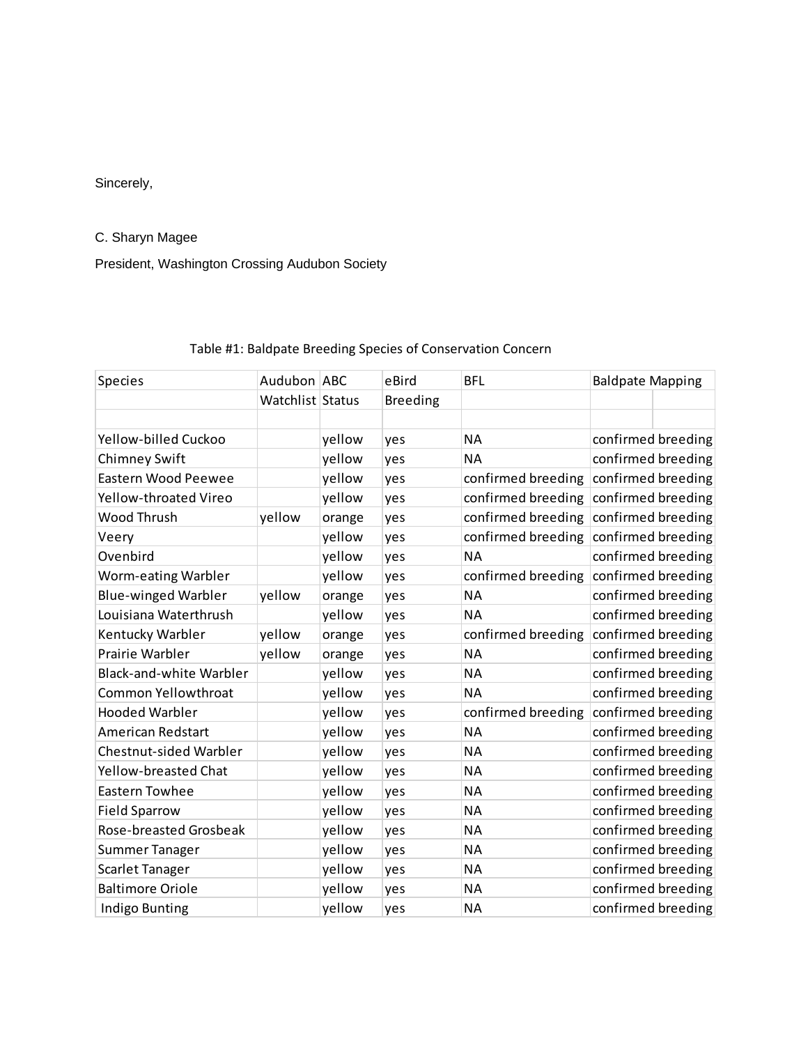Sincerely,

C. Sharyn Magee

President, Washington Crossing Audubon Society

Table #1: Baldpate Breeding Species of Conservation Concern

| Species | Audubon Watchlist | ABC Status | eBird Breeding | BFL | Baldpate Mapping |
|---|---|---|---|---|---|
| Yellow-billed Cuckoo | | yellow | yes | NA | confirmed breeding |
| Chimney Swift | | yellow | yes | NA | confirmed breeding |
| Eastern Wood Peewee | | yellow | yes | confirmed breeding | confirmed breeding |
| Yellow-throated Vireo | | yellow | yes | confirmed breeding | confirmed breeding |
| Wood Thrush | yellow | orange | yes | confirmed breeding | confirmed breeding |
| Veery | | yellow | yes | confirmed breeding | confirmed breeding |
| Ovenbird | | yellow | yes | NA | confirmed breeding |
| Worm-eating Warbler | | yellow | yes | confirmed breeding | confirmed breeding |
| Blue-winged Warbler | yellow | orange | yes | NA | confirmed breeding |
| Louisiana Waterthrush | | yellow | yes | NA | confirmed breeding |
| Kentucky Warbler | yellow | orange | yes | confirmed breeding | confirmed breeding |
| Prairie Warbler | yellow | orange | yes | NA | confirmed breeding |
| Black-and-white Warbler | | yellow | yes | NA | confirmed breeding |
| Common Yellowthroat | | yellow | yes | NA | confirmed breeding |
| Hooded Warbler | | yellow | yes | confirmed breeding | confirmed breeding |
| American Redstart | | yellow | yes | NA | confirmed breeding |
| Chestnut-sided Warbler | | yellow | yes | NA | confirmed breeding |
| Yellow-breasted Chat | | yellow | yes | NA | confirmed breeding |
| Eastern Towhee | | yellow | yes | NA | confirmed breeding |
| Field Sparrow | | yellow | yes | NA | confirmed breeding |
| Rose-breasted Grosbeak | | yellow | yes | NA | confirmed breeding |
| Summer Tanager | | yellow | yes | NA | confirmed breeding |
| Scarlet Tanager | | yellow | yes | NA | confirmed breeding |
| Baltimore Oriole | | yellow | yes | NA | confirmed breeding |
| Indigo Bunting | | yellow | yes | NA | confirmed breeding |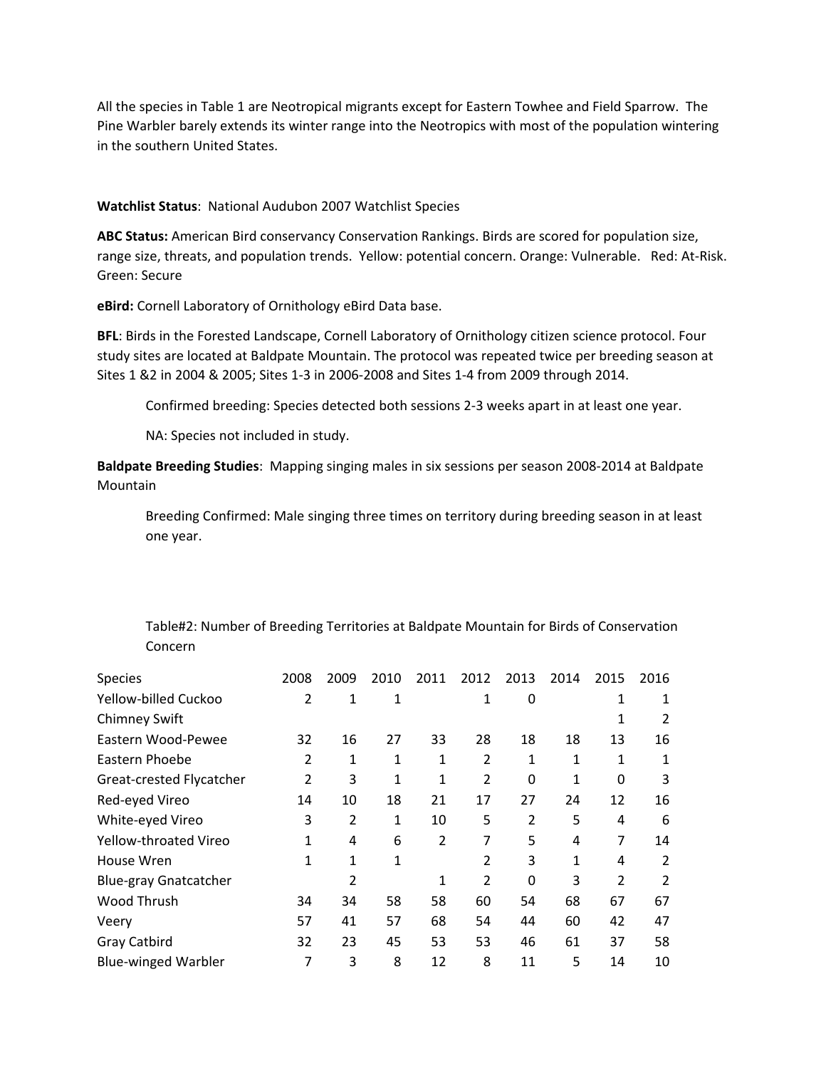All the species in Table 1 are Neotropical migrants except for Eastern Towhee and Field Sparrow. The Pine Warbler barely extends its winter range into the Neotropics with most of the population wintering in the southern United States.

**Watchlist Status**: National Audubon 2007 Watchlist Species

**ABC Status:** American Bird conservancy Conservation Rankings. Birds are scored for population size, range size, threats, and population trends. Yellow: potential concern. Orange: Vulnerable. Red: At-Risk. Green: Secure

**eBird:** Cornell Laboratory of Ornithology eBird Data base.

**BFL**: Birds in the Forested Landscape, Cornell Laboratory of Ornithology citizen science protocol. Four study sites are located at Baldpate Mountain. The protocol was repeated twice per breeding season at Sites 1 &2 in 2004 & 2005; Sites 1-3 in 2006-2008 and Sites 1-4 from 2009 through 2014.

> Confirmed breeding: Species detected both sessions 2-3 weeks apart in at least one year.
>
> NA: Species not included in study.

**Baldpate Breeding Studies**: Mapping singing males in six sessions per season 2008-2014 at Baldpate Mountain

> Breeding Confirmed: Male singing three times on territory during breeding season in at least one year.

Table#2: Number of Breeding Territories at Baldpate Mountain for Birds of Conservation Concern

| Species | 2008 | 2009 | 2010 | 2011 | 2012 | 2013 | 2014 | 2015 | 2016 |
|---|---|---|---|---|---|---|---|---|---|
| Yellow-billed Cuckoo | 2 | 1 | 1 | | 1 | 0 | | 1 | 1 |
| Chimney Swift | | | | | | | | 1 | 2 |
| Eastern Wood-Pewee | 32 | 16 | 27 | 33 | 28 | 18 | 18 | 13 | 16 |
| Eastern Phoebe | 2 | 1 | 1 | 1 | 2 | 1 | 1 | 1 | 1 |
| Great-crested Flycatcher | 2 | 3 | 1 | 1 | 2 | 0 | 1 | 0 | 3 |
| Red-eyed Vireo | 14 | 10 | 18 | 21 | 17 | 27 | 24 | 12 | 16 |
| White-eyed Vireo | 3 | 2 | 1 | 10 | 5 | 2 | 5 | 4 | 6 |
| Yellow-throated Vireo | 1 | 4 | 6 | 2 | 7 | 5 | 4 | 7 | 14 |
| House Wren | 1 | 1 | 1 | | 2 | 3 | 1 | 4 | 2 |
| Blue-gray Gnatcatcher | | 2 | | 1 | 2 | 0 | 3 | 2 | 2 |
| Wood Thrush | 34 | 34 | 58 | 58 | 60 | 54 | 68 | 67 | 67 |
| Veery | 57 | 41 | 57 | 68 | 54 | 44 | 60 | 42 | 47 |
| Gray Catbird | 32 | 23 | 45 | 53 | 53 | 46 | 61 | 37 | 58 |
| Blue-winged Warbler | 7 | 3 | 8 | 12 | 8 | 11 | 5 | 14 | 10 |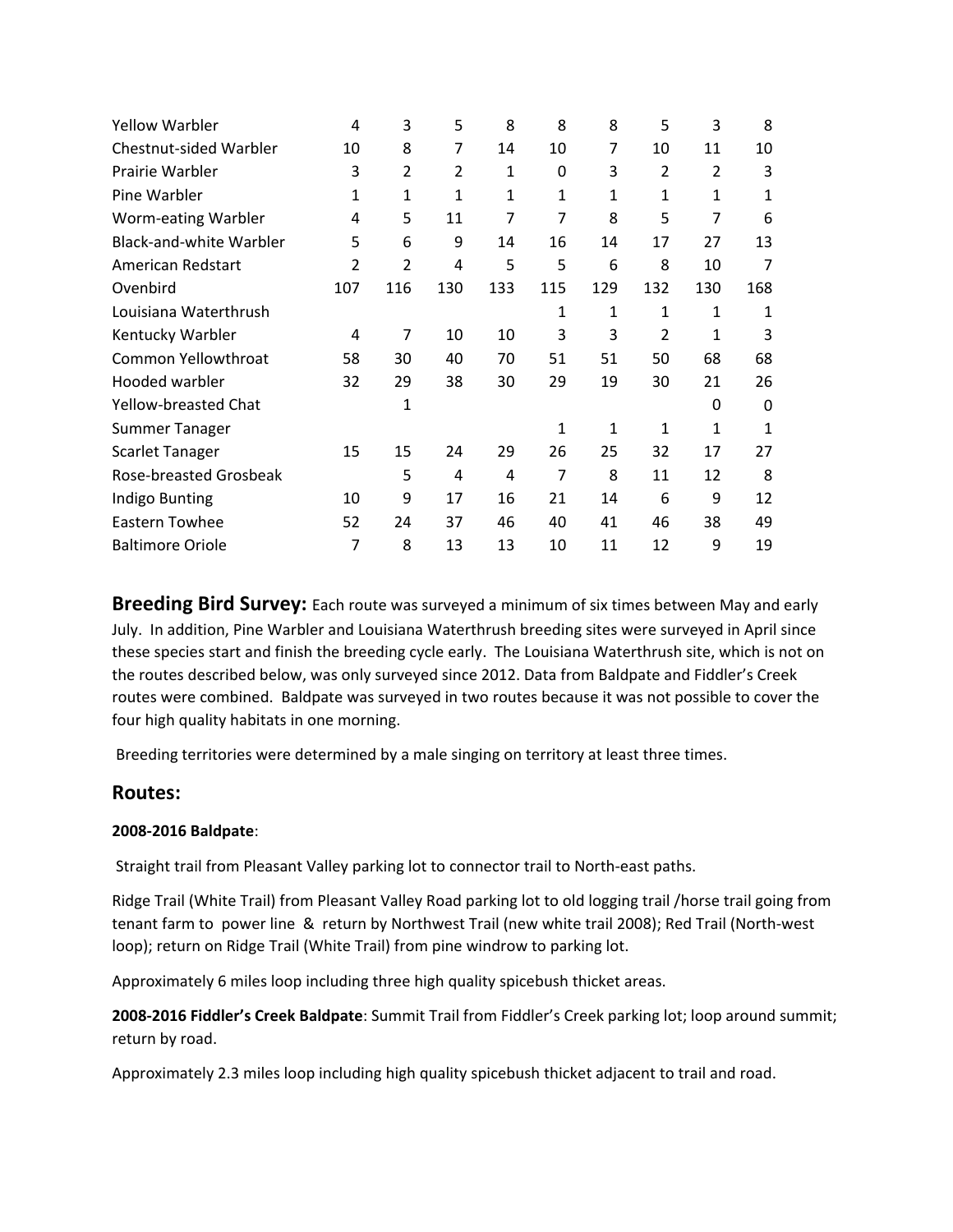| | | | | | | | | | |
|---|---|---|---|---|---|---|---|---|---|
| Yellow Warbler | 4 | 3 | 5 | 8 | 8 | 8 | 5 | 3 | 8 |
| Chestnut-sided Warbler | 10 | 8 | 7 | 14 | 10 | 7 | 10 | 11 | 10 |
| Prairie Warbler | 3 | 2 | 2 | 1 | 0 | 3 | 2 | 2 | 3 |
| Pine Warbler | 1 | 1 | 1 | 1 | 1 | 1 | 1 | 1 | 1 |
| Worm-eating Warbler | 4 | 5 | 11 | 7 | 7 | 8 | 5 | 7 | 6 |
| Black-and-white Warbler | 5 | 6 | 9 | 14 | 16 | 14 | 17 | 27 | 13 |
| American Redstart | 2 | 2 | 4 | 5 | 5 | 6 | 8 | 10 | 7 |
| Ovenbird | 107 | 116 | 130 | 133 | 115 | 129 | 132 | 130 | 168 |
| Louisiana Waterthrush | | | | | 1 | 1 | 1 | 1 | 1 |
| Kentucky Warbler | 4 | 7 | 10 | 10 | 3 | 3 | 2 | 1 | 3 |
| Common Yellowthroat | 58 | 30 | 40 | 70 | 51 | 51 | 50 | 68 | 68 |
| Hooded warbler | 32 | 29 | 38 | 30 | 29 | 19 | 30 | 21 | 26 |
| Yellow-breasted Chat | | 1 | | | | | | 0 | 0 |
| Summer Tanager | | | | | 1 | 1 | 1 | 1 | 1 |
| Scarlet Tanager | 15 | 15 | 24 | 29 | 26 | 25 | 32 | 17 | 27 |
| Rose-breasted Grosbeak | | 5 | 4 | 4 | 7 | 8 | 11 | 12 | 8 |
| Indigo Bunting | 10 | 9 | 17 | 16 | 21 | 14 | 6 | 9 | 12 |
| Eastern Towhee | 52 | 24 | 37 | 46 | 40 | 41 | 46 | 38 | 49 |
| Baltimore Oriole | 7 | 8 | 13 | 13 | 10 | 11 | 12 | 9 | 19 |

## Breeding Bird Survey:

Each route was surveyed a minimum of six times between May and early July. In addition, Pine Warbler and Louisiana Waterthrush breeding sites were surveyed in April since these species start and finish the breeding cycle early. The Louisiana Waterthrush site, which is not on the routes described below, was only surveyed since 2012. Data from Baldpate and Fiddler's Creek routes were combined. Baldpate was surveyed in two routes because it was not possible to cover the four high quality habitats in one morning.

Breeding territories were determined by a male singing on territory at least three times.

## Routes:

**2008-2016 Baldpate**:

Straight trail from Pleasant Valley parking lot to connector trail to North-east paths.

Ridge Trail (White Trail) from Pleasant Valley Road parking lot to old logging trail /horse trail going from tenant farm to power line & return by Northwest Trail (new white trail 2008); Red Trail (North-west loop); return on Ridge Trail (White Trail) from pine windrow to parking lot.

Approximately 6 miles loop including three high quality spicebush thicket areas.

**2008-2016 Fiddler's Creek Baldpate**: Summit Trail from Fiddler's Creek parking lot; loop around summit; return by road.

Approximately 2.3 miles loop including high quality spicebush thicket adjacent to trail and road.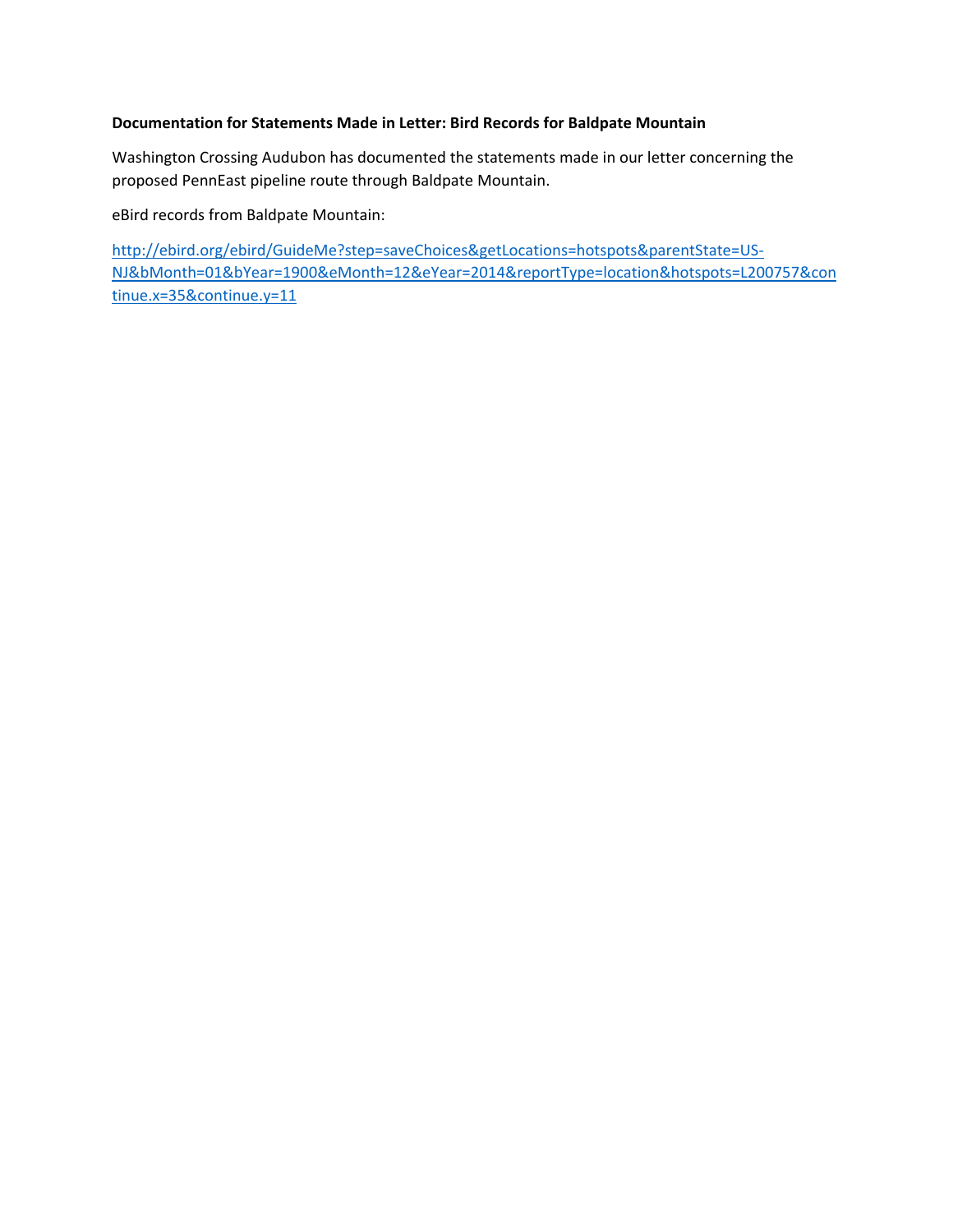**Documentation for Statements Made in Letter: Bird Records for Baldpate Mountain**

Washington Crossing Audubon has documented the statements made in our letter concerning the proposed PennEast pipeline route through Baldpate Mountain.

eBird records from Baldpate Mountain:

http://ebird.org/ebird/GuideMe?step=saveChoices&getLocations=hotspots&parentState=US-NJ&bMonth=01&bYear=1900&eMonth=12&eYear=2014&reportType=location&hotspots=L200757&continue.x=35&continue.y=11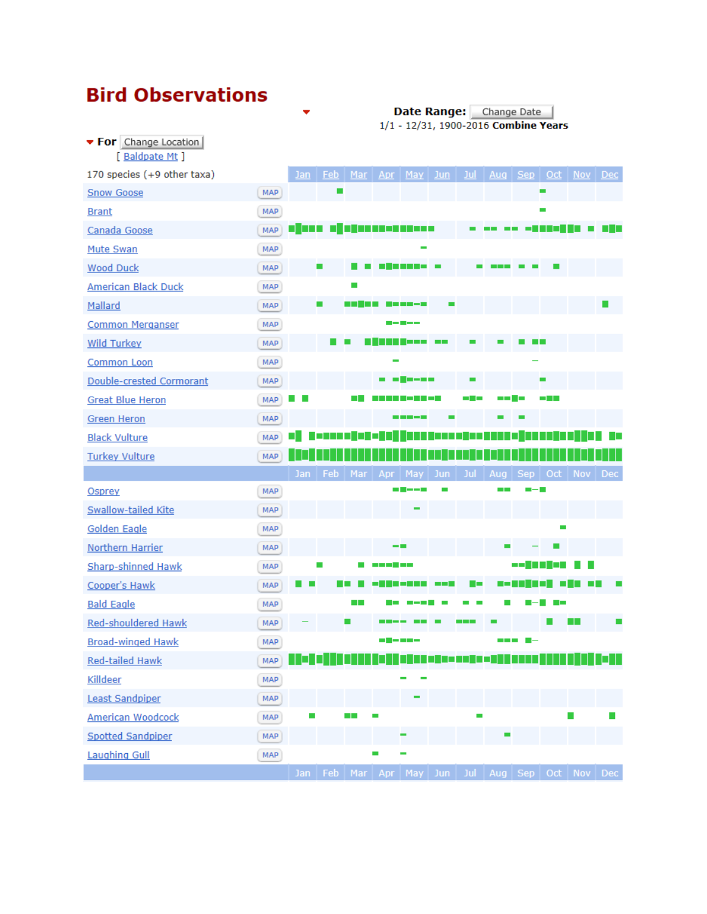# Bird Observations

**Date Range:** Change Date

1/1 - 12/31, 1900-2016 **Combine Years**

**For** Change Location

[ Baldpate Mt ]

170 species (+9 other taxa)

| Species | | Jan | Feb | Mar | Apr | May | Jun | Jul | Aug | Sep | Oct | Nov | Dec |
|---|---|---|---|---|---|---|---|---|---|---|---|---|---|
| Snow Goose | MAP | | | | | | | | | | | | |
| Brant | MAP | | | | | | | | | | | | |
| Canada Goose | MAP | | | | | | | | | | | | |
| Mute Swan | MAP | | | | | | | | | | | | |
| Wood Duck | MAP | | | | | | | | | | | | |
| American Black Duck | MAP | | | | | | | | | | | | |
| Mallard | MAP | | | | | | | | | | | | |
| Common Merganser | MAP | | | | | | | | | | | | |
| Wild Turkey | MAP | | | | | | | | | | | | |
| Common Loon | MAP | | | | | | | | | | | | |
| Double-crested Cormorant | MAP | | | | | | | | | | | | |
| Great Blue Heron | MAP | | | | | | | | | | | | |
| Green Heron | MAP | | | | | | | | | | | | |
| Black Vulture | MAP | | | | | | | | | | | | |
| Turkey Vulture | MAP | | | | | | | | | | | | |
| | | Jan | Feb | Mar | Apr | May | Jun | Jul | Aug | Sep | Oct | Nov | Dec |
| Osprey | MAP | | | | | | | | | | | | |
| Swallow-tailed Kite | MAP | | | | | | | | | | | | |
| Golden Eagle | MAP | | | | | | | | | | | | |
| Northern Harrier | MAP | | | | | | | | | | | | |
| Sharp-shinned Hawk | MAP | | | | | | | | | | | | |
| Cooper's Hawk | MAP | | | | | | | | | | | | |
| Bald Eagle | MAP | | | | | | | | | | | | |
| Red-shouldered Hawk | MAP | | | | | | | | | | | | |
| Broad-winged Hawk | MAP | | | | | | | | | | | | |
| Red-tailed Hawk | MAP | | | | | | | | | | | | |
| Killdeer | MAP | | | | | | | | | | | | |
| Least Sandpiper | MAP | | | | | | | | | | | | |
| American Woodcock | MAP | | | | | | | | | | | | |
| Spotted Sandpiper | MAP | | | | | | | | | | | | |
| Laughing Gull | MAP | | | | | | | | | | | | |
| | | Jan | Feb | Mar | Apr | May | Jun | Jul | Aug | Sep | Oct | Nov | Dec |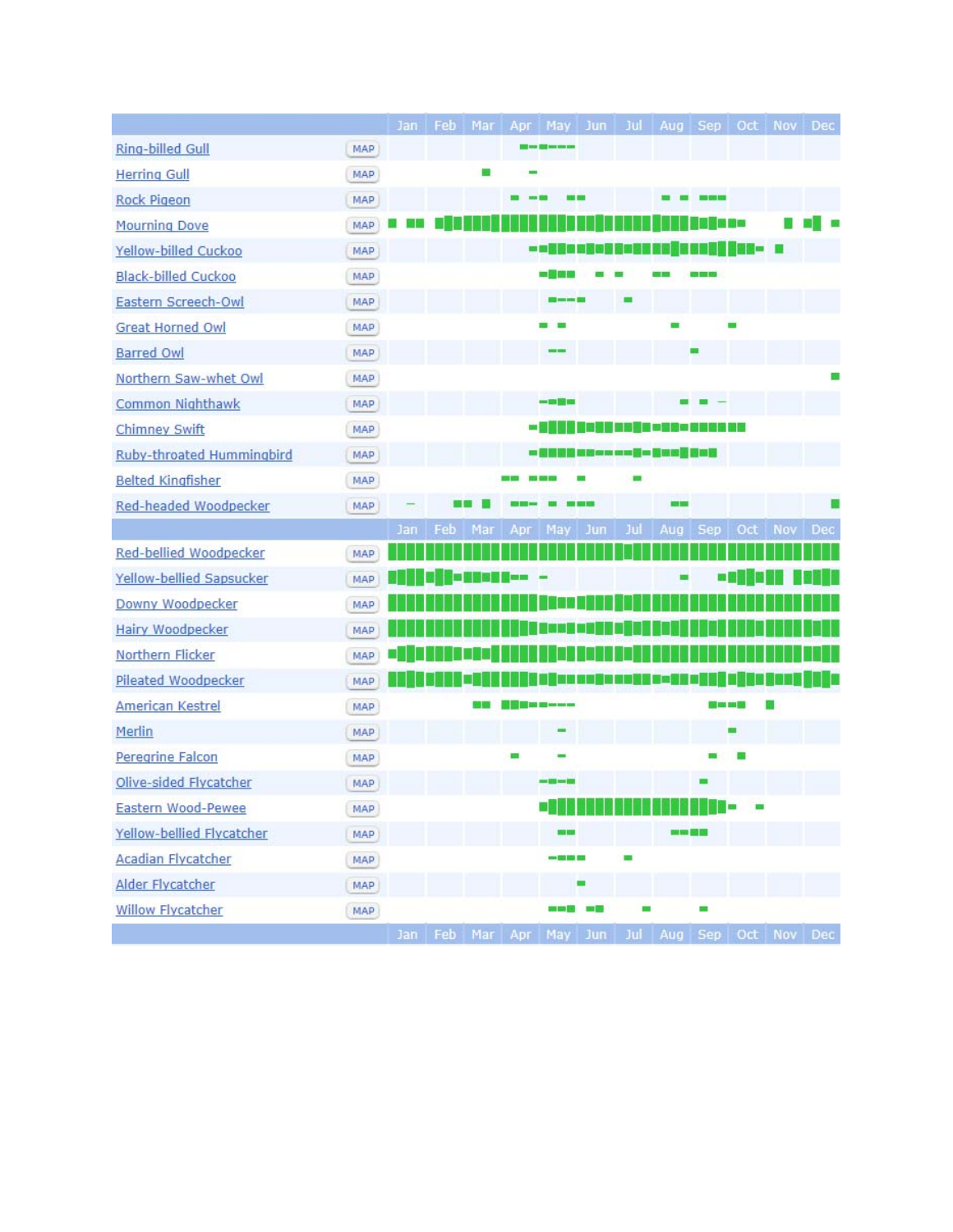| | | Jan | Feb | Mar | Apr | May | Jun | Jul | Aug | Sep | Oct | Nov | Dec |
|---|---|---|---|---|---|---|---|---|---|---|---|---|---|
| Ring-billed Gull | MAP | | | | | | | | | | | | |
| Herring Gull | MAP | | | | | | | | | | | | |
| Rock Pigeon | MAP | | | | | | | | | | | | |
| Mourning Dove | MAP | | | | | | | | | | | | |
| Yellow-billed Cuckoo | MAP | | | | | | | | | | | | |
| Black-billed Cuckoo | MAP | | | | | | | | | | | | |
| Eastern Screech-Owl | MAP | | | | | | | | | | | | |
| Great Horned Owl | MAP | | | | | | | | | | | | |
| Barred Owl | MAP | | | | | | | | | | | | |
| Northern Saw-whet Owl | MAP | | | | | | | | | | | | |
| Common Nighthawk | MAP | | | | | | | | | | | | |
| Chimney Swift | MAP | | | | | | | | | | | | |
| Ruby-throated Hummingbird | MAP | | | | | | | | | | | | |
| Belted Kingfisher | MAP | | | | | | | | | | | | |
| Red-headed Woodpecker | MAP | | | | | | | | | | | | |
| | | Jan | Feb | Mar | Apr | May | Jun | Jul | Aug | Sep | Oct | Nov | Dec |
| Red-bellied Woodpecker | MAP | | | | | | | | | | | | |
| Yellow-bellied Sapsucker | MAP | | | | | | | | | | | | |
| Downy Woodpecker | MAP | | | | | | | | | | | | |
| Hairy Woodpecker | MAP | | | | | | | | | | | | |
| Northern Flicker | MAP | | | | | | | | | | | | |
| Pileated Woodpecker | MAP | | | | | | | | | | | | |
| American Kestrel | MAP | | | | | | | | | | | | |
| Merlin | MAP | | | | | | | | | | | | |
| Peregrine Falcon | MAP | | | | | | | | | | | | |
| Olive-sided Flycatcher | MAP | | | | | | | | | | | | |
| Eastern Wood-Pewee | MAP | | | | | | | | | | | | |
| Yellow-bellied Flycatcher | MAP | | | | | | | | | | | | |
| Acadian Flycatcher | MAP | | | | | | | | | | | | |
| Alder Flycatcher | MAP | | | | | | | | | | | | |
| Willow Flycatcher | MAP | | | | | | | | | | | | |
| | | Jan | Feb | Mar | Apr | May | Jun | Jul | Aug | Sep | Oct | Nov | Dec |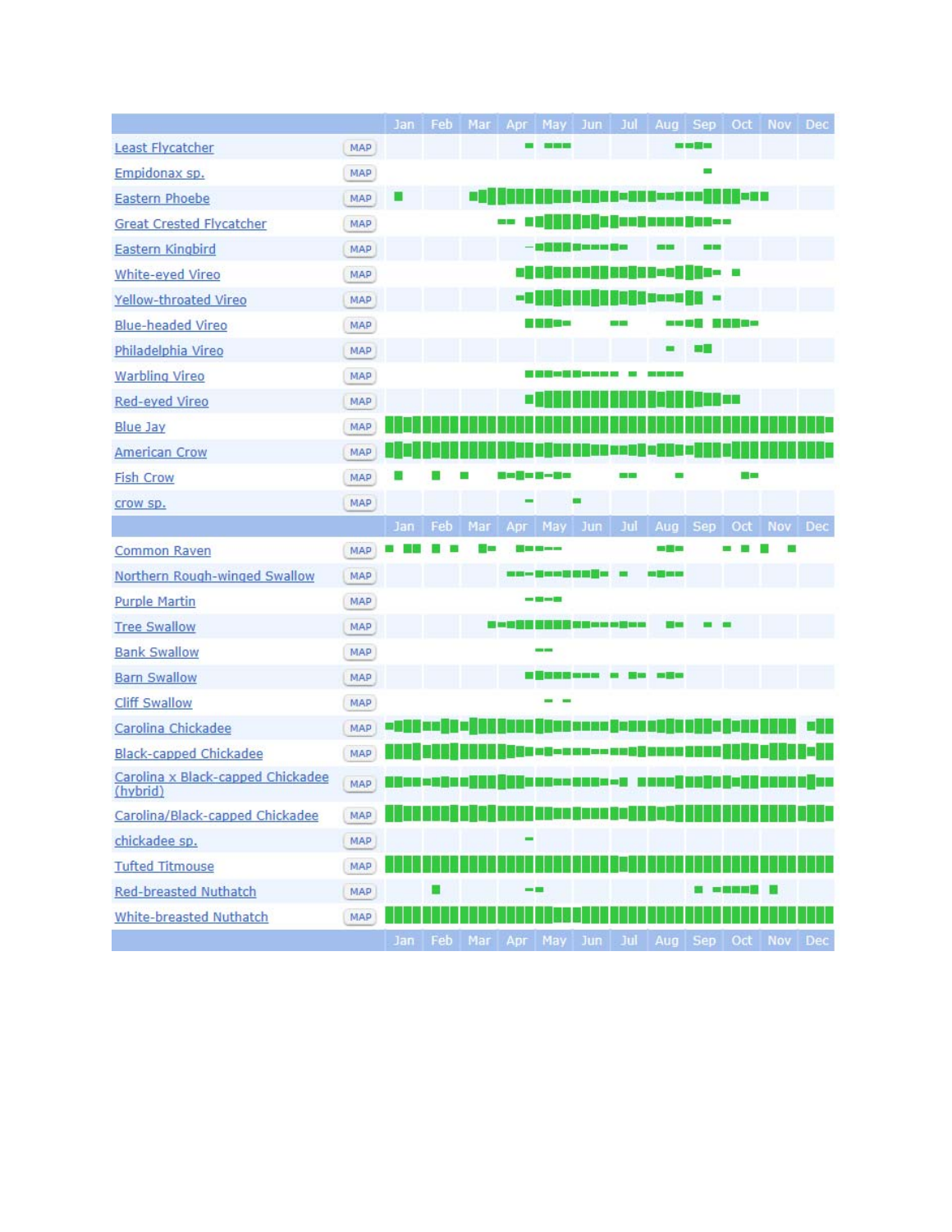| | | Jan | Feb | Mar | Apr | May | Jun | Jul | Aug | Sep | Oct | Nov | Dec |
|---|---|---|---|---|---|---|---|---|---|---|---|---|---|
| Least Flycatcher | MAP | | | | | | | | | | | | |
| Empidonax sp. | MAP | | | | | | | | | | | | |
| Eastern Phoebe | MAP | | | | | | | | | | | | |
| Great Crested Flycatcher | MAP | | | | | | | | | | | | |
| Eastern Kingbird | MAP | | | | | | | | | | | | |
| White-eyed Vireo | MAP | | | | | | | | | | | | |
| Yellow-throated Vireo | MAP | | | | | | | | | | | | |
| Blue-headed Vireo | MAP | | | | | | | | | | | | |
| Philadelphia Vireo | MAP | | | | | | | | | | | | |
| Warbling Vireo | MAP | | | | | | | | | | | | |
| Red-eyed Vireo | MAP | | | | | | | | | | | | |
| Blue Jay | MAP | | | | | | | | | | | | |
| American Crow | MAP | | | | | | | | | | | | |
| Fish Crow | MAP | | | | | | | | | | | | |
| crow sp. | MAP | | | | | | | | | | | | |
| | | Jan | Feb | Mar | Apr | May | Jun | Jul | Aug | Sep | Oct | Nov | Dec |
| Common Raven | MAP | | | | | | | | | | | | |
| Northern Rough-winged Swallow | MAP | | | | | | | | | | | | |
| Purple Martin | MAP | | | | | | | | | | | | |
| Tree Swallow | MAP | | | | | | | | | | | | |
| Bank Swallow | MAP | | | | | | | | | | | | |
| Barn Swallow | MAP | | | | | | | | | | | | |
| Cliff Swallow | MAP | | | | | | | | | | | | |
| Carolina Chickadee | MAP | | | | | | | | | | | | |
| Black-capped Chickadee | MAP | | | | | | | | | | | | |
| Carolina x Black-capped Chickadee (hybrid) | MAP | | | | | | | | | | | | |
| Carolina/Black-capped Chickadee | MAP | | | | | | | | | | | | |
| chickadee sp. | MAP | | | | | | | | | | | | |
| Tufted Titmouse | MAP | | | | | | | | | | | | |
| Red-breasted Nuthatch | MAP | | | | | | | | | | | | |
| White-breasted Nuthatch | MAP | | | | | | | | | | | | |
| | | Jan | Feb | Mar | Apr | May | Jun | Jul | Aug | Sep | Oct | Nov | Dec |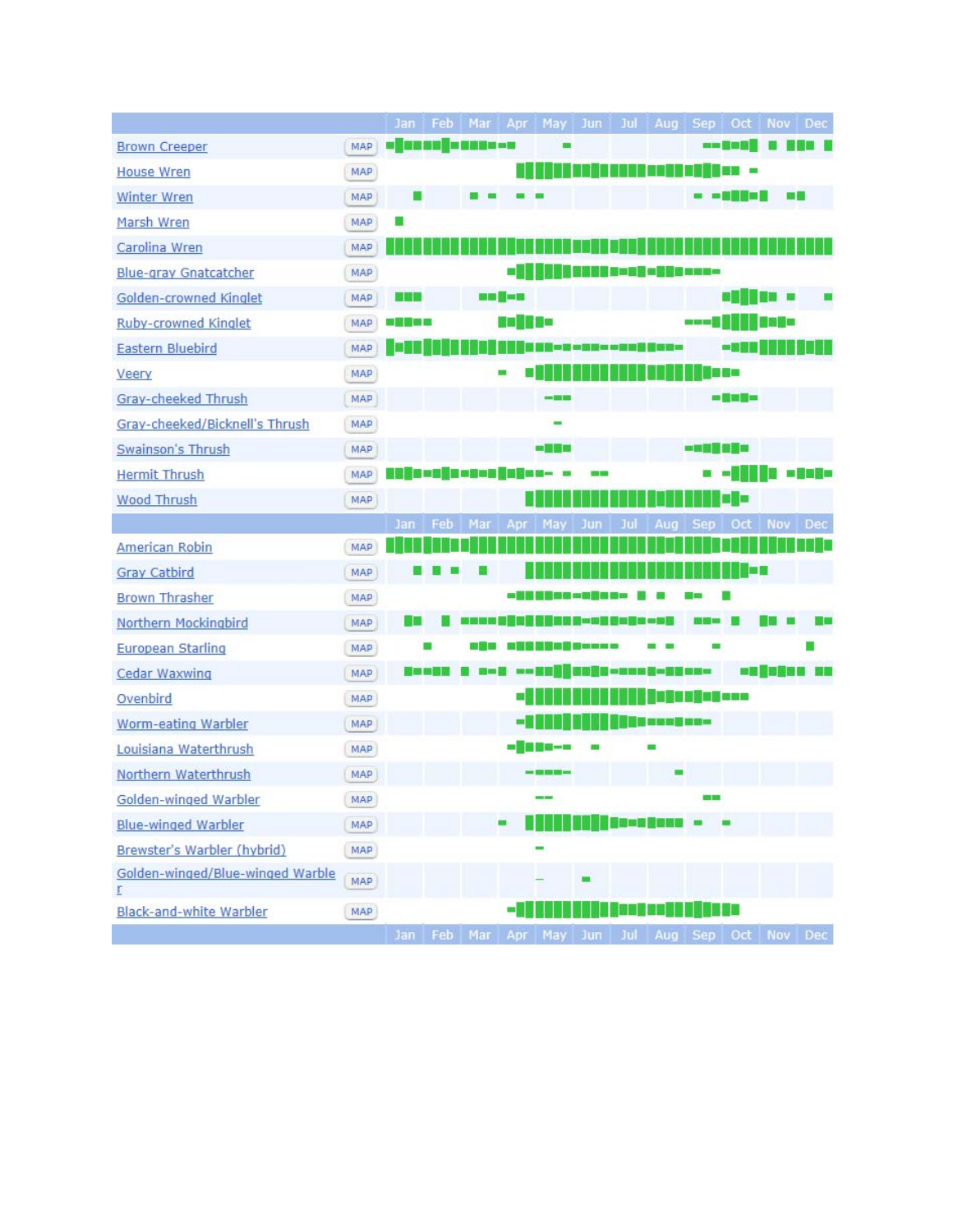| | | Jan | Feb | Mar | Apr | May | Jun | Jul | Aug | Sep | Oct | Nov | Dec |
|---|---|---|---|---|---|---|---|---|---|---|---|---|---|
| Brown Creeper | MAP | | | | | | | | | | | | |
| House Wren | MAP | | | | | | | | | | | | |
| Winter Wren | MAP | | | | | | | | | | | | |
| Marsh Wren | MAP | | | | | | | | | | | | |
| Carolina Wren | MAP | | | | | | | | | | | | |
| Blue-gray Gnatcatcher | MAP | | | | | | | | | | | | |
| Golden-crowned Kinglet | MAP | | | | | | | | | | | | |
| Ruby-crowned Kinglet | MAP | | | | | | | | | | | | |
| Eastern Bluebird | MAP | | | | | | | | | | | | |
| Veery | MAP | | | | | | | | | | | | |
| Gray-cheeked Thrush | MAP | | | | | | | | | | | | |
| Gray-cheeked/Bicknell's Thrush | MAP | | | | | | | | | | | | |
| Swainson's Thrush | MAP | | | | | | | | | | | | |
| Hermit Thrush | MAP | | | | | | | | | | | | |
| Wood Thrush | MAP | | | | | | | | | | | | |
| American Robin | MAP | | | | | | | | | | | | |
| Gray Catbird | MAP | | | | | | | | | | | | |
| Brown Thrasher | MAP | | | | | | | | | | | | |
| Northern Mockingbird | MAP | | | | | | | | | | | | |
| European Starling | MAP | | | | | | | | | | | | |
| Cedar Waxwing | MAP | | | | | | | | | | | | |
| Ovenbird | MAP | | | | | | | | | | | | |
| Worm-eating Warbler | MAP | | | | | | | | | | | | |
| Louisiana Waterthrush | MAP | | | | | | | | | | | | |
| Northern Waterthrush | MAP | | | | | | | | | | | | |
| Golden-winged Warbler | MAP | | | | | | | | | | | | |
| Blue-winged Warbler | MAP | | | | | | | | | | | | |
| Brewster's Warbler (hybrid) | MAP | | | | | | | | | | | | |
| Golden-winged/Blue-winged Warbler | MAP | | | | | | | | | | | | |
| Black-and-white Warbler | MAP | | | | | | | | | | | | |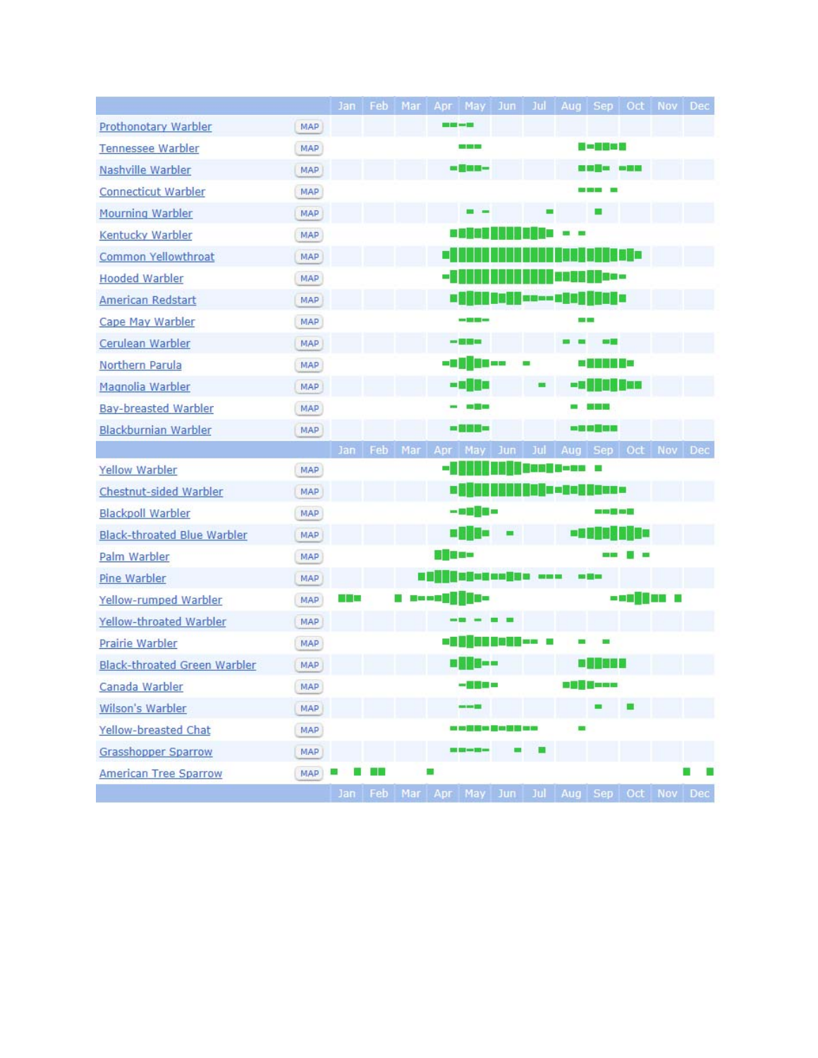| | | Jan | Feb | Mar | Apr | May | Jun | Jul | Aug | Sep | Oct | Nov | Dec |
|---|---|---|---|---|---|---|---|---|---|---|---|---|---|
| Prothonotary Warbler | MAP | | | | | | | | | | | | |
| Tennessee Warbler | MAP | | | | | | | | | | | | |
| Nashville Warbler | MAP | | | | | | | | | | | | |
| Connecticut Warbler | MAP | | | | | | | | | | | | |
| Mourning Warbler | MAP | | | | | | | | | | | | |
| Kentucky Warbler | MAP | | | | | | | | | | | | |
| Common Yellowthroat | MAP | | | | | | | | | | | | |
| Hooded Warbler | MAP | | | | | | | | | | | | |
| American Redstart | MAP | | | | | | | | | | | | |
| Cape May Warbler | MAP | | | | | | | | | | | | |
| Cerulean Warbler | MAP | | | | | | | | | | | | |
| Northern Parula | MAP | | | | | | | | | | | | |
| Magnolia Warbler | MAP | | | | | | | | | | | | |
| Bay-breasted Warbler | MAP | | | | | | | | | | | | |
| Blackburnian Warbler | MAP | | | | | | | | | | | | |
| Yellow Warbler | MAP | | | | | | | | | | | | |
| Chestnut-sided Warbler | MAP | | | | | | | | | | | | |
| Blackpoll Warbler | MAP | | | | | | | | | | | | |
| Black-throated Blue Warbler | MAP | | | | | | | | | | | | |
| Palm Warbler | MAP | | | | | | | | | | | | |
| Pine Warbler | MAP | | | | | | | | | | | | |
| Yellow-rumped Warbler | MAP | | | | | | | | | | | | |
| Yellow-throated Warbler | MAP | | | | | | | | | | | | |
| Prairie Warbler | MAP | | | | | | | | | | | | |
| Black-throated Green Warbler | MAP | | | | | | | | | | | | |
| Canada Warbler | MAP | | | | | | | | | | | | |
| Wilson's Warbler | MAP | | | | | | | | | | | | |
| Yellow-breasted Chat | MAP | | | | | | | | | | | | |
| Grasshopper Sparrow | MAP | | | | | | | | | | | | |
| American Tree Sparrow | MAP | | | | | | | | | | | | |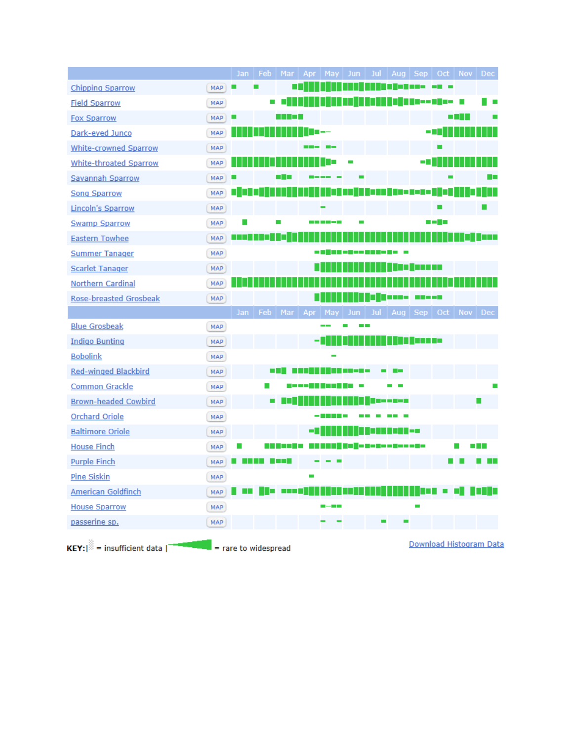Jan Feb Mar Apr May Jun Jul Aug Sep Oct Nov Dec

Chipping Sparrow MAP
Field Sparrow MAP
Fox Sparrow MAP
Dark-eyed Junco MAP
White-crowned Sparrow MAP
White-throated Sparrow MAP
Savannah Sparrow MAP
Song Sparrow MAP
Lincoln's Sparrow MAP
Swamp Sparrow MAP
Eastern Towhee MAP
Summer Tanager MAP
Scarlet Tanager MAP
Northern Cardinal MAP
Rose-breasted Grosbeak MAP

Jan Feb Mar Apr May Jun Jul Aug Sep Oct Nov Dec

Blue Grosbeak MAP
Indigo Bunting MAP
Bobolink MAP
Red-winged Blackbird MAP
Common Grackle MAP
Brown-headed Cowbird MAP
Orchard Oriole MAP
Baltimore Oriole MAP
House Finch MAP
Purple Finch MAP
Pine Siskin MAP
American Goldfinch MAP
House Sparrow MAP
passerine sp. MAP

KEY: = insufficient data | = rare to widespread

Download Histogram Data